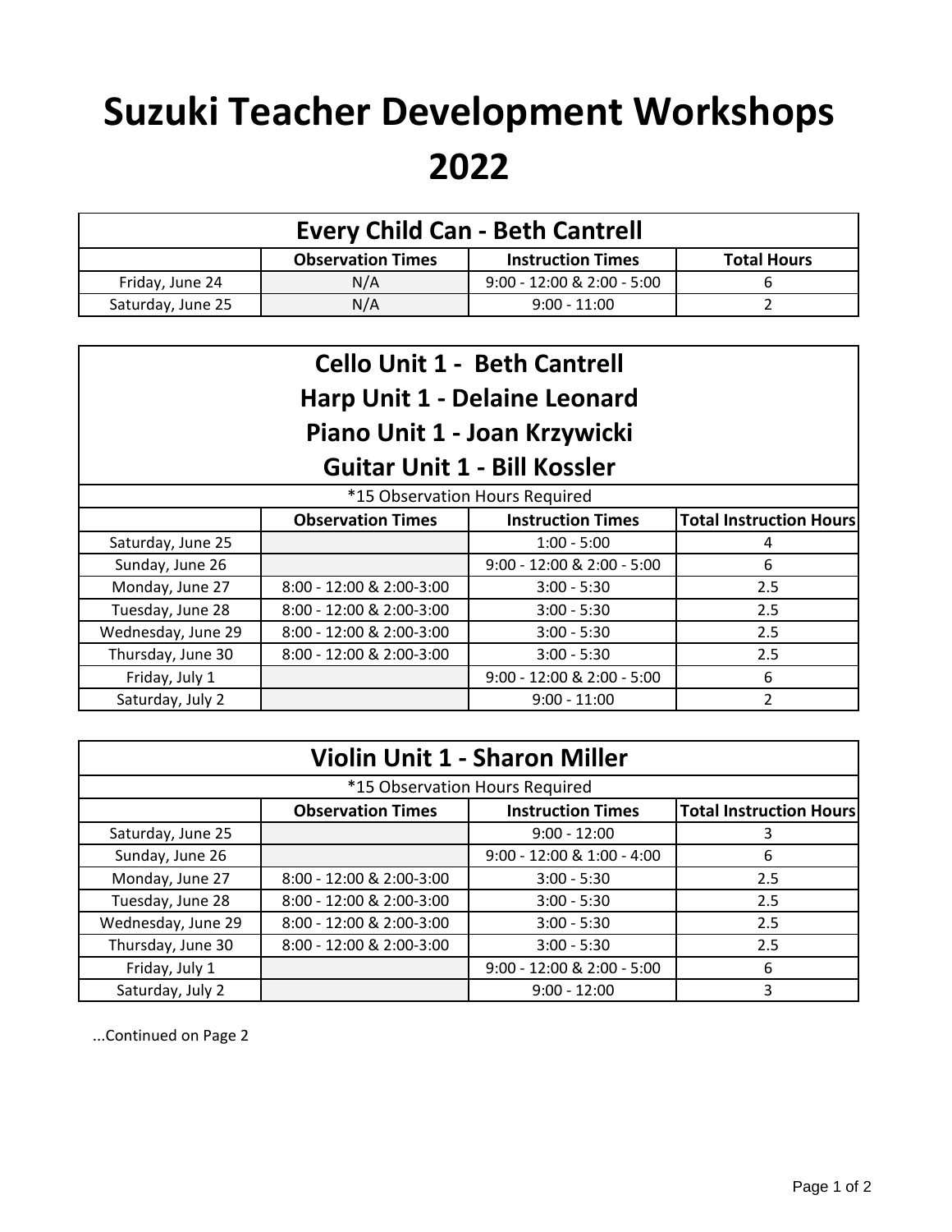# Suzuki Teacher Development Workshops 2022

| Every Child Can - Beth Cantrell | | | |
|---|---|---|---|
| | **Observation Times** | **Instruction Times** | **Total Hours** |
| Friday, June 24 | N/A | 9:00 - 12:00 & 2:00 - 5:00 | 6 |
| Saturday, June 25 | N/A | 9:00 - 11:00 | 2 |

| Cello Unit 1 - Beth Cantrell<br>Harp Unit 1 - Delaine Leonard<br>Piano Unit 1 - Joan Krzywicki<br>Guitar Unit 1 - Bill Kossler | | | |
|---|---|---|---|
| *15 Observation Hours Required | | | |
| | **Observation Times** | **Instruction Times** | **Total Instruction Hours** |
| Saturday, June 25 | | 1:00 - 5:00 | 4 |
| Sunday, June 26 | | 9:00 - 12:00 & 2:00 - 5:00 | 6 |
| Monday, June 27 | 8:00 - 12:00 & 2:00-3:00 | 3:00 - 5:30 | 2.5 |
| Tuesday, June 28 | 8:00 - 12:00 & 2:00-3:00 | 3:00 - 5:30 | 2.5 |
| Wednesday, June 29 | 8:00 - 12:00 & 2:00-3:00 | 3:00 - 5:30 | 2.5 |
| Thursday, June 30 | 8:00 - 12:00 & 2:00-3:00 | 3:00 - 5:30 | 2.5 |
| Friday, July 1 | | 9:00 - 12:00 & 2:00 - 5:00 | 6 |
| Saturday, July 2 | | 9:00 - 11:00 | 2 |

| Violin Unit 1 - Sharon Miller | | | |
|---|---|---|---|
| *15 Observation Hours Required | | | |
| | **Observation Times** | **Instruction Times** | **Total Instruction Hours** |
| Saturday, June 25 | | 9:00 - 12:00 | 3 |
| Sunday, June 26 | | 9:00 - 12:00 & 1:00 - 4:00 | 6 |
| Monday, June 27 | 8:00 - 12:00 & 2:00-3:00 | 3:00 - 5:30 | 2.5 |
| Tuesday, June 28 | 8:00 - 12:00 & 2:00-3:00 | 3:00 - 5:30 | 2.5 |
| Wednesday, June 29 | 8:00 - 12:00 & 2:00-3:00 | 3:00 - 5:30 | 2.5 |
| Thursday, June 30 | 8:00 - 12:00 & 2:00-3:00 | 3:00 - 5:30 | 2.5 |
| Friday, July 1 | | 9:00 - 12:00 & 2:00 - 5:00 | 6 |
| Saturday, July 2 | | 9:00 - 12:00 | 3 |

...Continued on Page 2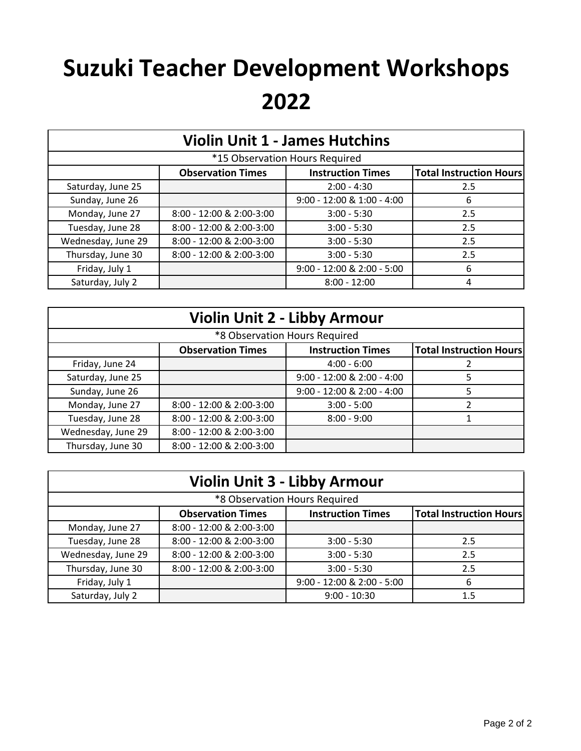# Suzuki Teacher Development Workshops 2022

| Violin Unit 1 - James Hutchins | | | |
|---|---|---|---|
| *15 Observation Hours Required | | | |
| | **Observation Times** | **Instruction Times** | **Total Instruction Hours** |
| Saturday, June 25 | | 2:00 - 4:30 | 2.5 |
| Sunday, June 26 | | 9:00 - 12:00 & 1:00 - 4:00 | 6 |
| Monday, June 27 | 8:00 - 12:00 & 2:00-3:00 | 3:00 - 5:30 | 2.5 |
| Tuesday, June 28 | 8:00 - 12:00 & 2:00-3:00 | 3:00 - 5:30 | 2.5 |
| Wednesday, June 29 | 8:00 - 12:00 & 2:00-3:00 | 3:00 - 5:30 | 2.5 |
| Thursday, June 30 | 8:00 - 12:00 & 2:00-3:00 | 3:00 - 5:30 | 2.5 |
| Friday, July 1 | | 9:00 - 12:00 & 2:00 - 5:00 | 6 |
| Saturday, July 2 | | 8:00 - 12:00 | 4 |

| Violin Unit 2 - Libby Armour | | | |
|---|---|---|---|
| *8 Observation Hours Required | | | |
| | **Observation Times** | **Instruction Times** | **Total Instruction Hours** |
| Friday, June 24 | | 4:00 - 6:00 | 2 |
| Saturday, June 25 | | 9:00 - 12:00 & 2:00 - 4:00 | 5 |
| Sunday, June 26 | | 9:00 - 12:00 & 2:00 - 4:00 | 5 |
| Monday, June 27 | 8:00 - 12:00 & 2:00-3:00 | 3:00 - 5:00 | 2 |
| Tuesday, June 28 | 8:00 - 12:00 & 2:00-3:00 | 8:00 - 9:00 | 1 |
| Wednesday, June 29 | 8:00 - 12:00 & 2:00-3:00 | | |
| Thursday, June 30 | 8:00 - 12:00 & 2:00-3:00 | | |

| Violin Unit 3 - Libby Armour | | | |
|---|---|---|---|
| *8 Observation Hours Required | | | |
| | **Observation Times** | **Instruction Times** | **Total Instruction Hours** |
| Monday, June 27 | 8:00 - 12:00 & 2:00-3:00 | | |
| Tuesday, June 28 | 8:00 - 12:00 & 2:00-3:00 | 3:00 - 5:30 | 2.5 |
| Wednesday, June 29 | 8:00 - 12:00 & 2:00-3:00 | 3:00 - 5:30 | 2.5 |
| Thursday, June 30 | 8:00 - 12:00 & 2:00-3:00 | 3:00 - 5:30 | 2.5 |
| Friday, July 1 | | 9:00 - 12:00 & 2:00 - 5:00 | 6 |
| Saturday, July 2 | | 9:00 - 10:30 | 1.5 |